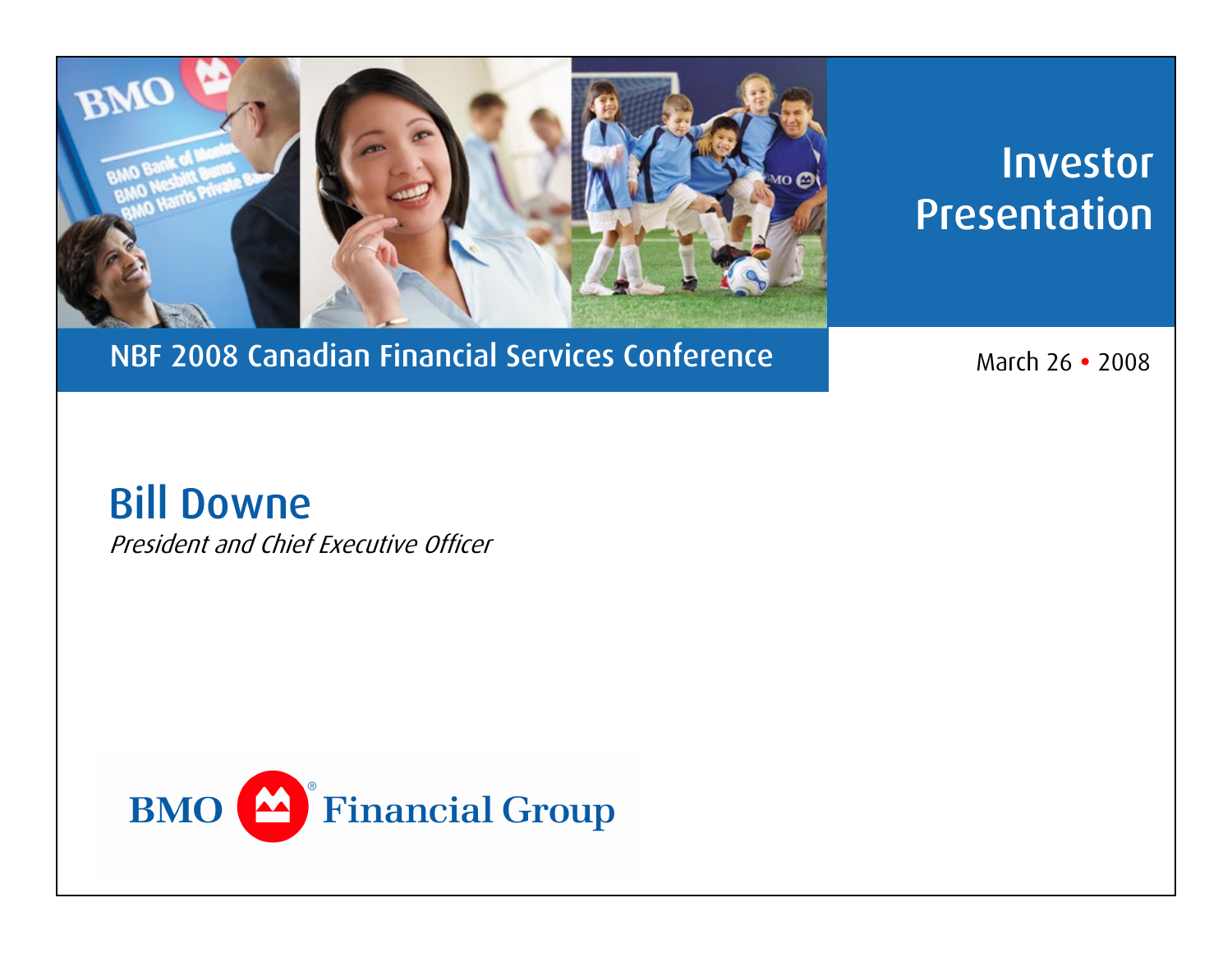# Investor Presentation

## NBF 2008 Canadian Financial Services Conference

March 26 • 2008

**Bill Downe**

*President and Chief Executive Officer*

BMO Financial Group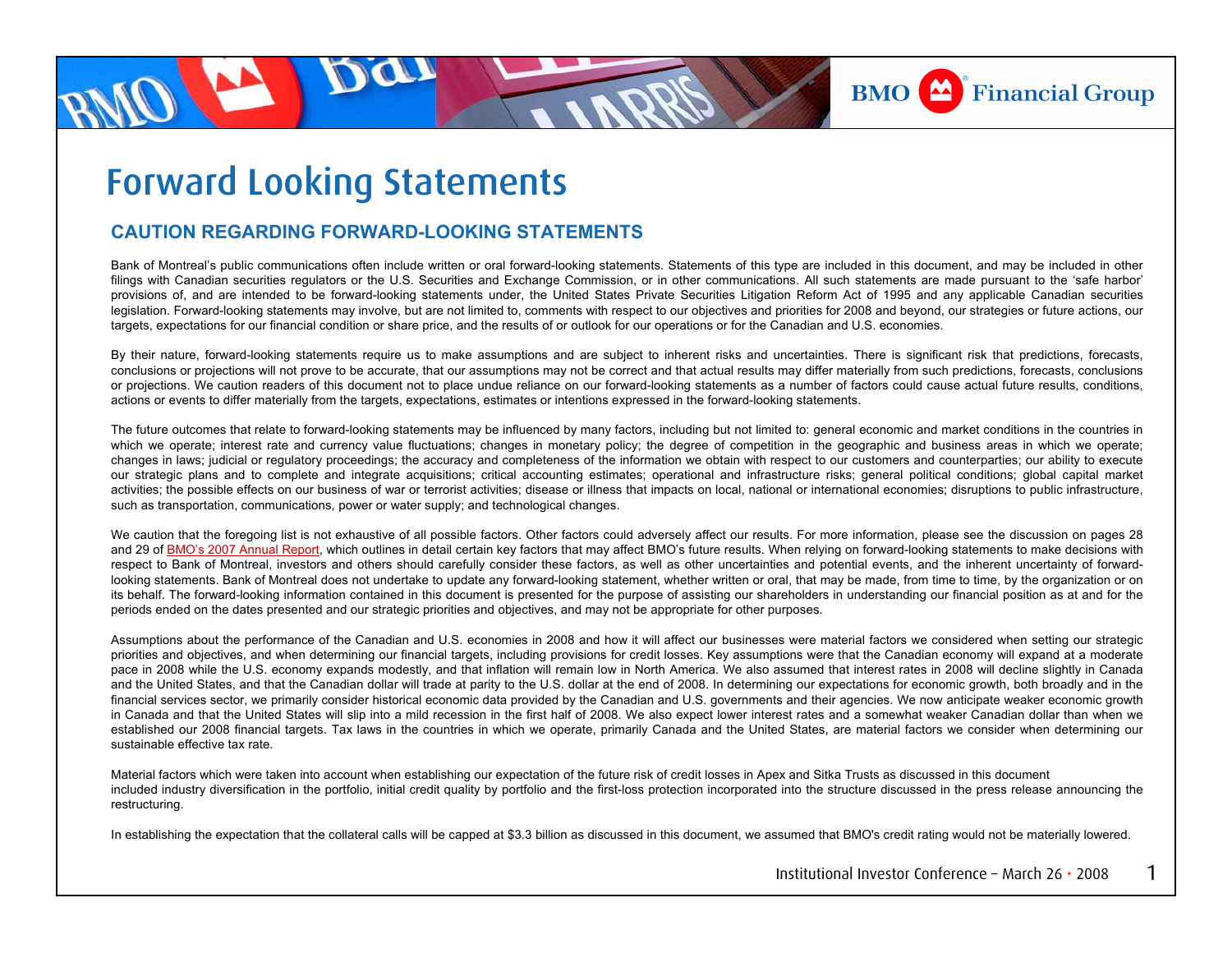# Forward Looking Statements

## CAUTION REGARDING FORWARD-LOOKING STATEMENTS

Bank of Montreal's public communications often include written or oral forward-looking statements. Statements of this type are included in this document, and may be included in other filings with Canadian securities regulators or the U.S. Securities and Exchange Commission, or in other communications. All such statements are made pursuant to the 'safe harbor' provisions of, and are intended to be forward-looking statements under, the United States Private Securities Litigation Reform Act of 1995 and any applicable Canadian securities legislation. Forward-looking statements may involve, but are not limited to, comments with respect to our objectives and priorities for 2008 and beyond, our strategies or future actions, our targets, expectations for our financial condition or share price, and the results of or outlook for our operations or for the Canadian and U.S. economies.

By their nature, forward-looking statements require us to make assumptions and are subject to inherent risks and uncertainties. There is significant risk that predictions, forecasts, conclusions or projections will not prove to be accurate, that our assumptions may not be correct and that actual results may differ materially from such predictions, forecasts, conclusions or projections. We caution readers of this document not to place undue reliance on our forward-looking statements as a number of factors could cause actual future results, conditions, actions or events to differ materially from the targets, expectations, estimates or intentions expressed in the forward-looking statements.

The future outcomes that relate to forward-looking statements may be influenced by many factors, including but not limited to: general economic and market conditions in the countries in which we operate; interest rate and currency value fluctuations; changes in monetary policy; the degree of competition in the geographic and business areas in which we operate; changes in laws; judicial or regulatory proceedings; the accuracy and completeness of the information we obtain with respect to our customers and counterparties; our ability to execute our strategic plans and to complete and integrate acquisitions; critical accounting estimates; operational and infrastructure risks; general political conditions; global capital market activities; the possible effects on our business of war or terrorist activities; disease or illness that impacts on local, national or international economies; disruptions to public infrastructure, such as transportation, communications, power or water supply; and technological changes.

We caution that the foregoing list is not exhaustive of all possible factors. Other factors could adversely affect our results. For more information, please see the discussion on pages 28 and 29 of BMO's 2007 Annual Report, which outlines in detail certain key factors that may affect BMO's future results. When relying on forward-looking statements to make decisions with respect to Bank of Montreal, investors and others should carefully consider these factors, as well as other uncertainties and potential events, and the inherent uncertainty of forward-looking statements. Bank of Montreal does not undertake to update any forward-looking statement, whether written or oral, that may be made, from time to time, by the organization or on its behalf. The forward-looking information contained in this document is presented for the purpose of assisting our shareholders in understanding our financial position as at and for the periods ended on the dates presented and our strategic priorities and objectives, and may not be appropriate for other purposes.

Assumptions about the performance of the Canadian and U.S. economies in 2008 and how it will affect our businesses were material factors we considered when setting our strategic priorities and objectives, and when determining our financial targets, including provisions for credit losses. Key assumptions were that the Canadian economy will expand at a moderate pace in 2008 while the U.S. economy expands modestly, and that inflation will remain low in North America. We also assumed that interest rates in 2008 will decline slightly in Canada and the United States, and that the Canadian dollar will trade at parity to the U.S. dollar at the end of 2008. In determining our expectations for economic growth, both broadly and in the financial services sector, we primarily consider historical economic data provided by the Canadian and U.S. governments and their agencies. We now anticipate weaker economic growth in Canada and that the United States will slip into a mild recession in the first half of 2008. We also expect lower interest rates and a somewhat weaker Canadian dollar than when we established our 2008 financial targets. Tax laws in the countries in which we operate, primarily Canada and the United States, are material factors we consider when determining our sustainable effective tax rate.

Material factors which were taken into account when establishing our expectation of the future risk of credit losses in Apex and Sitka Trusts as discussed in this document included industry diversification in the portfolio, initial credit quality by portfolio and the first-loss protection incorporated into the structure discussed in the press release announcing the restructuring.

In establishing the expectation that the collateral calls will be capped at $3.3 billion as discussed in this document, we assumed that BMO's credit rating would not be materially lowered.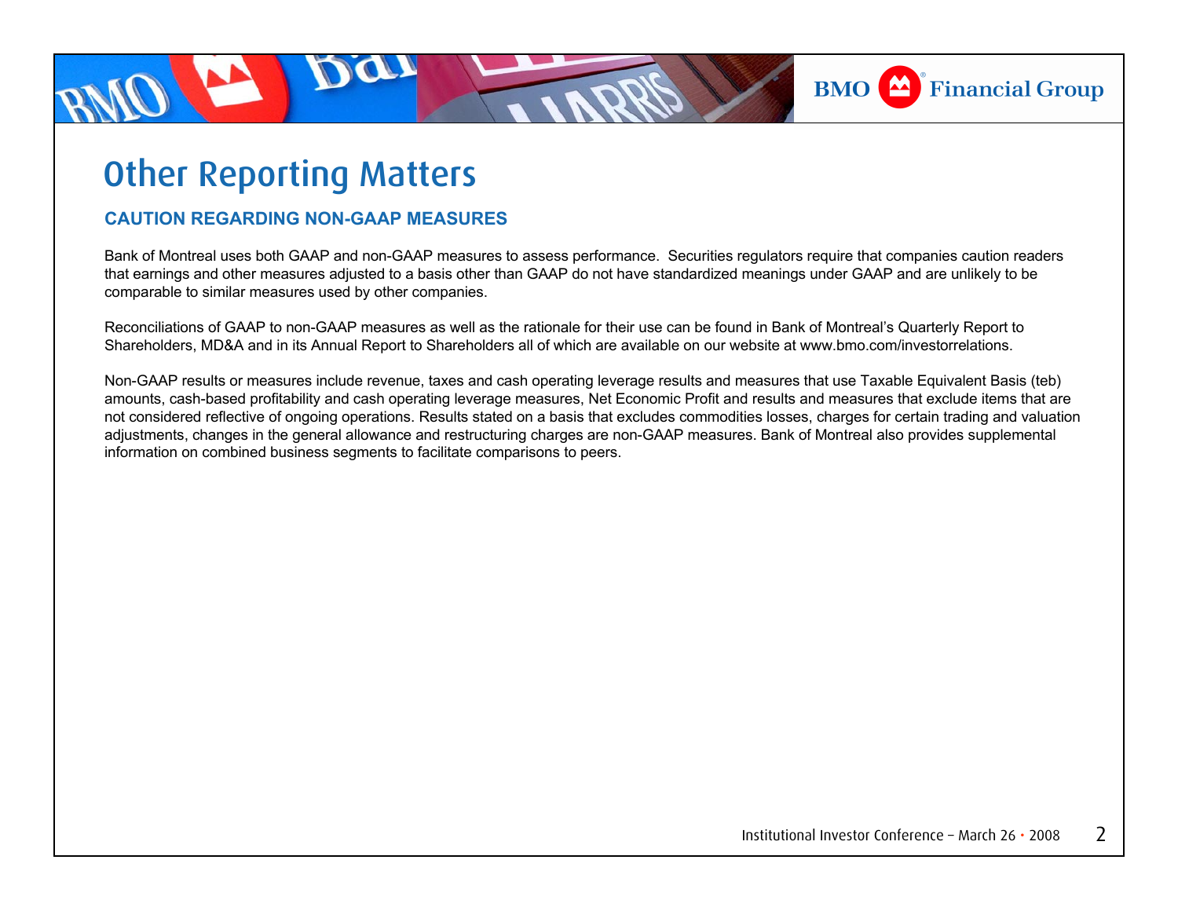# Other Reporting Matters

## CAUTION REGARDING NON-GAAP MEASURES

Bank of Montreal uses both GAAP and non-GAAP measures to assess performance. Securities regulators require that companies caution readers that earnings and other measures adjusted to a basis other than GAAP do not have standardized meanings under GAAP and are unlikely to be comparable to similar measures used by other companies.

Reconciliations of GAAP to non-GAAP measures as well as the rationale for their use can be found in Bank of Montreal's Quarterly Report to Shareholders, MD&A and in its Annual Report to Shareholders all of which are available on our website at www.bmo.com/investorrelations.

Non-GAAP results or measures include revenue, taxes and cash operating leverage results and measures that use Taxable Equivalent Basis (teb) amounts, cash-based profitability and cash operating leverage measures, Net Economic Profit and results and measures that exclude items that are not considered reflective of ongoing operations. Results stated on a basis that excludes commodities losses, charges for certain trading and valuation adjustments, changes in the general allowance and restructuring charges are non-GAAP measures. Bank of Montreal also provides supplemental information on combined business segments to facilitate comparisons to peers.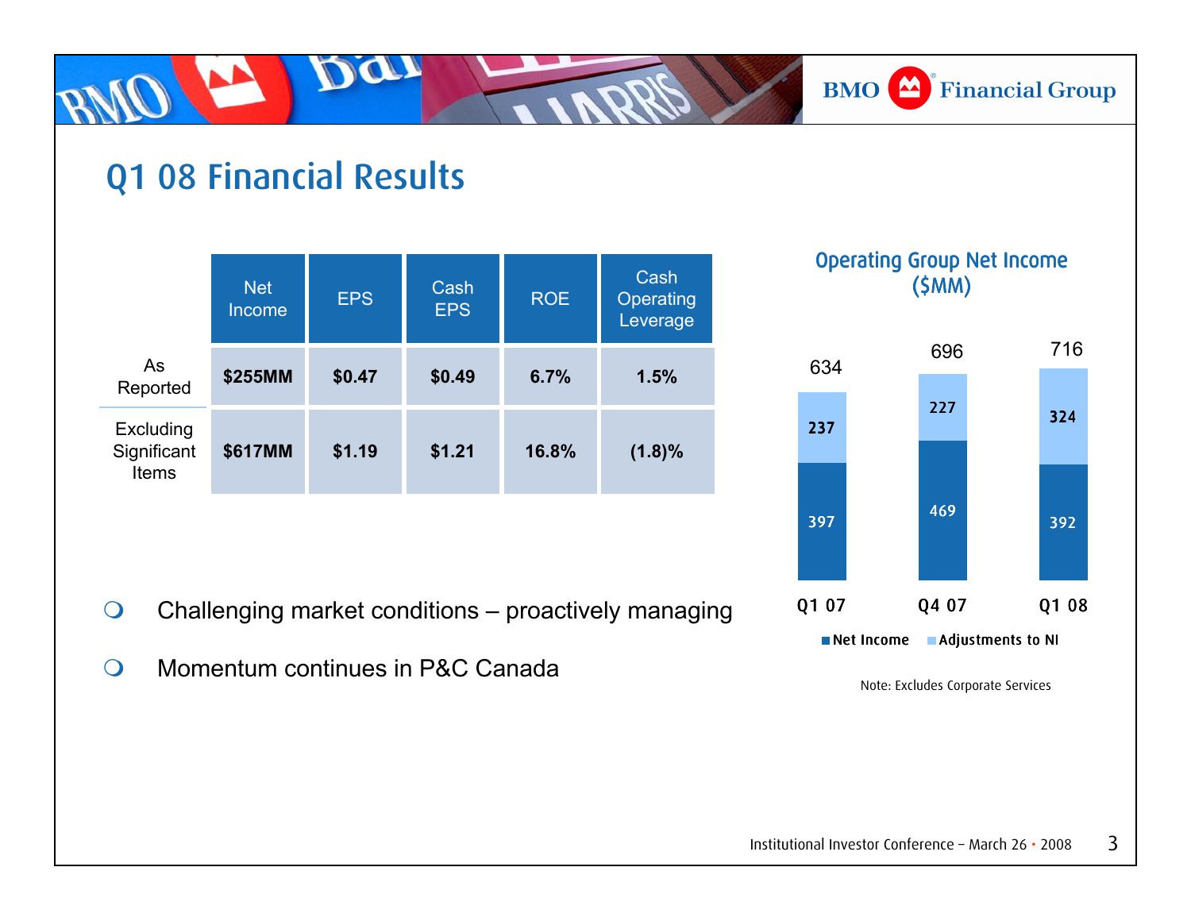# Q1 08 Financial Results

| | Net Income | EPS | Cash EPS | ROE | Cash Operating Leverage |
|---|---|---|---|---|---|
| As Reported | **$255MM** | **$0.47** | **$0.49** | **6.7%** | **1.5%** |
| Excluding Significant Items | **$617MM** | **$1.19** | **$1.21** | **16.8%** | **(1.8)%** |

- Challenging market conditions – proactively managing
- Momentum continues in P&C Canada

## Operating Group Net Income ($MM)

| | Q1 07 | Q4 07 | Q1 08 |
|---|---|---|---|
| Net Income | 397 | 469 | 392 |
| Adjustments to NI | 237 | 227 | 324 |
| Total | 634 | 696 | 716 |

Note: Excludes Corporate Services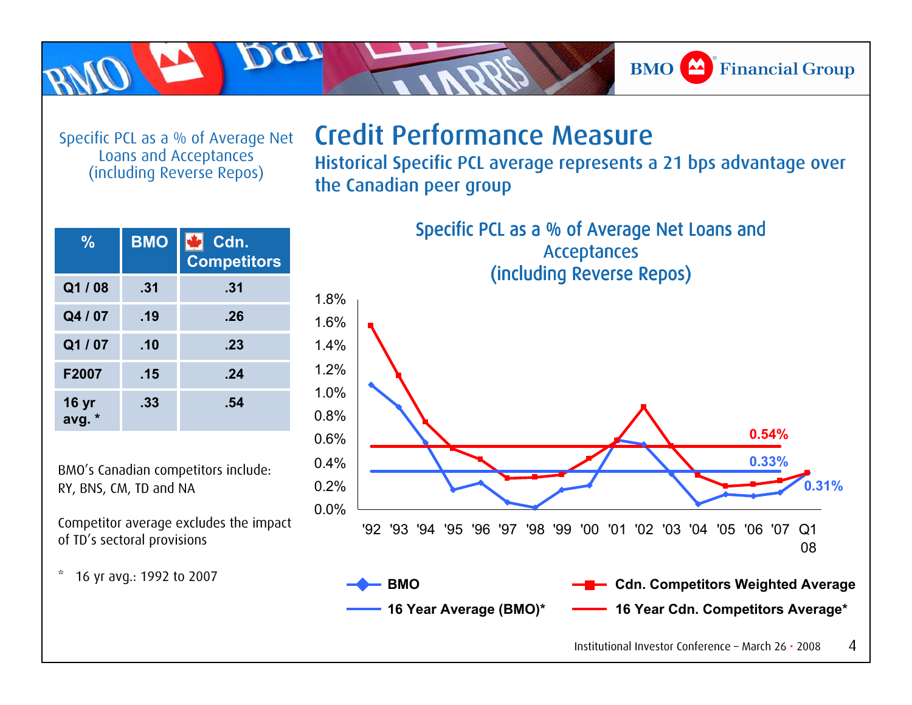# Credit Performance Measure

## Historical Specific PCL average represents a 21 bps advantage over the Canadian peer group

Specific PCL as a % of Average Net Loans and Acceptances (including Reverse Repos)

| % | BMO | Cdn. Competitors |
|---|---|---|
| Q1 / 08 | .31 | .31 |
| Q4 / 07 | .19 | .26 |
| Q1 / 07 | .10 | .23 |
| F2007 | .15 | .24 |
| 16 yr avg. * | .33 | .54 |

BMO's Canadian competitors include: RY, BNS, CM, TD and NA

Competitor average excludes the impact of TD's sectoral provisions

\* 16 yr avg.: 1992 to 2007

### Specific PCL as a % of Average Net Loans and Acceptances (including Reverse Repos)

Chart series: BMO; Cdn. Competitors Weighted Average; 16 Year Average (BMO)* (0.33%); 16 Year Cdn. Competitors Average* (0.54%). Q1 08: 0.31%.

Years: '92 '93 '94 '95 '96 '97 '98 '99 '00 '01 '02 '03 '04 '05 '06 '07 Q1 08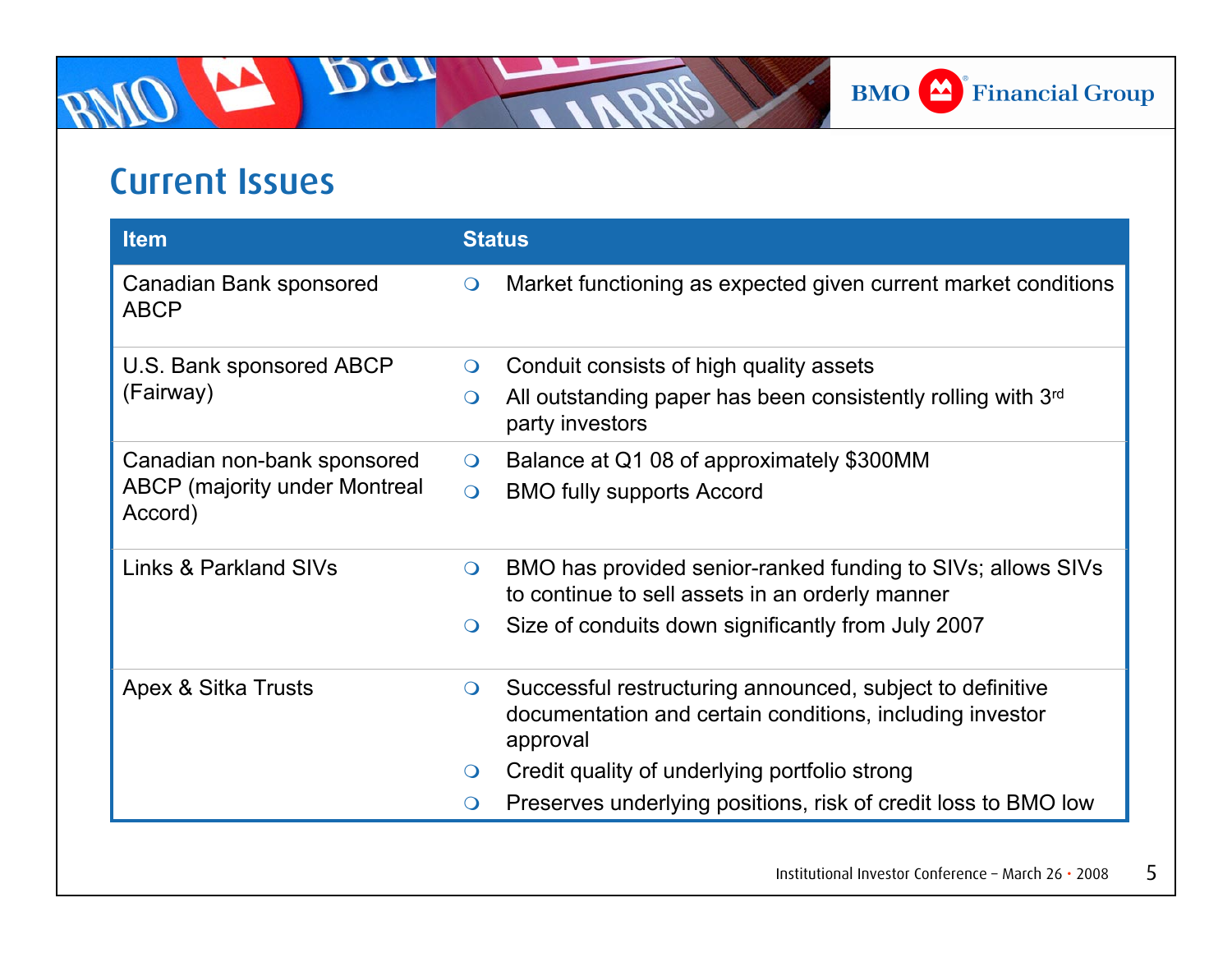# Current Issues

| Item | Status |
| --- | --- |
| Canadian Bank sponsored ABCP | ❍ Market functioning as expected given current market conditions |
| U.S. Bank sponsored ABCP (Fairway) | ❍ Conduit consists of high quality assets<br>❍ All outstanding paper has been consistently rolling with 3rd party investors |
| Canadian non-bank sponsored ABCP (majority under Montreal Accord) | ❍ Balance at Q1 08 of approximately $300MM<br>❍ BMO fully supports Accord |
| Links & Parkland SIVs | ❍ BMO has provided senior-ranked funding to SIVs; allows SIVs to continue to sell assets in an orderly manner<br>❍ Size of conduits down significantly from July 2007 |
| Apex & Sitka Trusts | ❍ Successful restructuring announced, subject to definitive documentation and certain conditions, including investor approval<br>❍ Credit quality of underlying portfolio strong<br>❍ Preserves underlying positions, risk of credit loss to BMO low |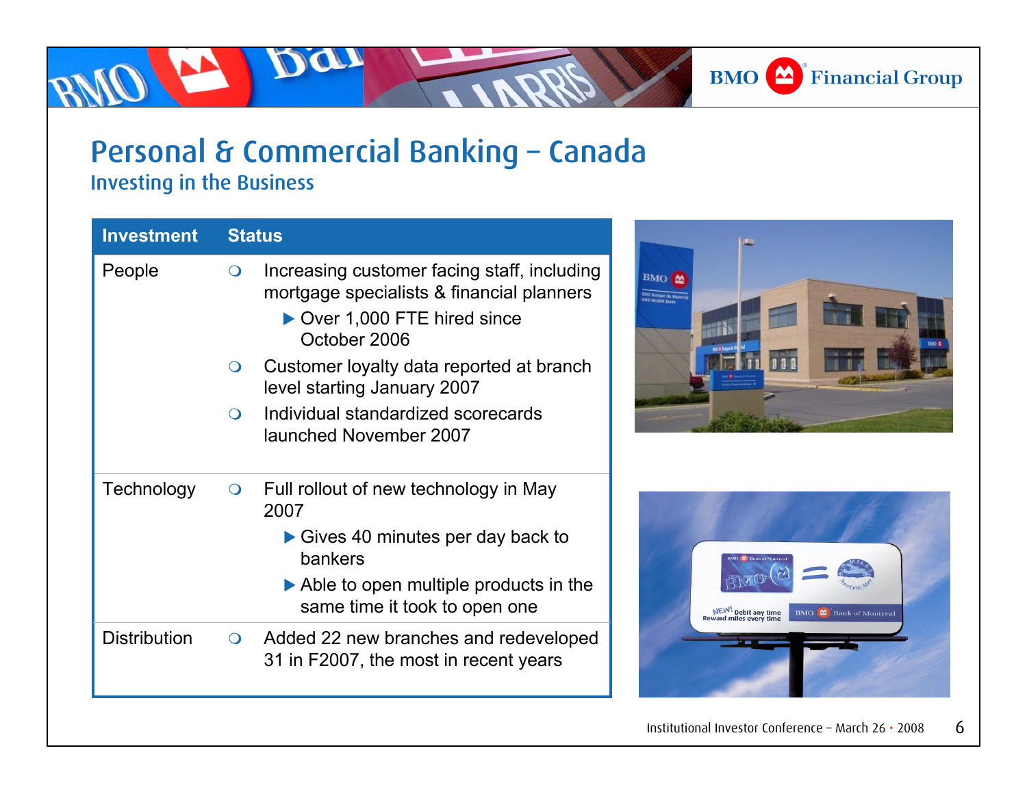# Personal & Commercial Banking – Canada

## Investing in the Business

| Investment | Status |
|---|---|
| People | ❍ Increasing customer facing staff, including mortgage specialists & financial planners<br>▶ Over 1,000 FTE hired since October 2006<br>❍ Customer loyalty data reported at branch level starting January 2007<br>❍ Individual standardized scorecards launched November 2007 |
| Technology | ❍ Full rollout of new technology in May 2007<br>▶ Gives 40 minutes per day back to bankers<br>▶ Able to open multiple products in the same time it took to open one |
| Distribution | ❍ Added 22 new branches and redeveloped 31 in F2007, the most in recent years |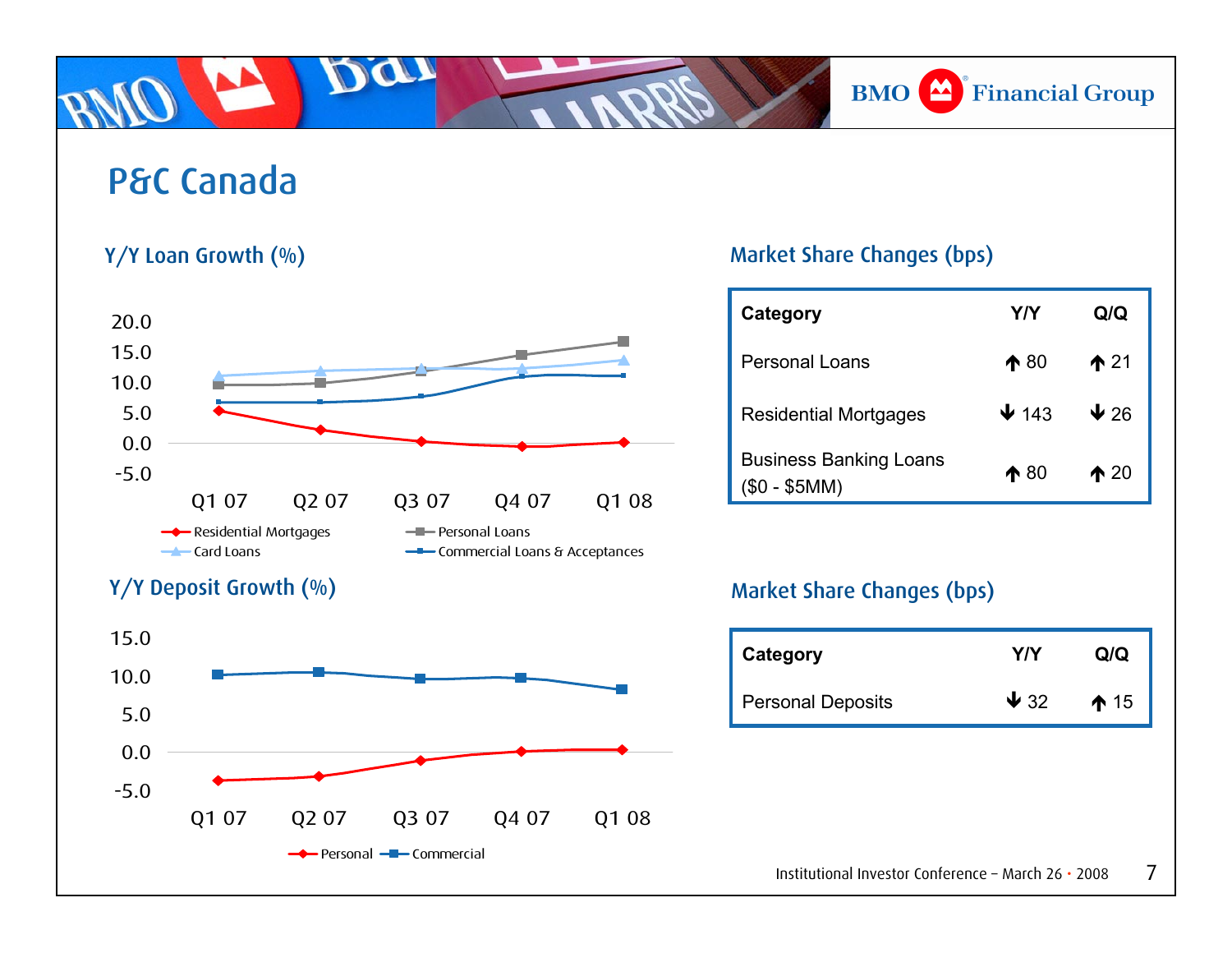# P&C Canada

## Y/Y Loan Growth (%)

20.0
15.0
10.0
5.0
0.0
-5.0

Q1 07 Q2 07 Q3 07 Q4 07 Q1 08

Residential Mortgages, Personal Loans, Card Loans, Commercial Loans & Acceptances

## Market Share Changes (bps)

| Category | Y/Y | Q/Q |
|---|---|---|
| Personal Loans | ↑ 80 | ↑ 21 |
| Residential Mortgages | ↓ 143 | ↓ 26 |
| Business Banking Loans ($0 - $5MM) | ↑ 80 | ↑ 20 |

## Y/Y Deposit Growth (%)

15.0
10.0
5.0
0.0
-5.0

Q1 07 Q2 07 Q3 07 Q4 07 Q1 08

Personal, Commercial

## Market Share Changes (bps)

| Category | Y/Y | Q/Q |
|---|---|---|
| Personal Deposits | ↓ 32 | ↑ 15 |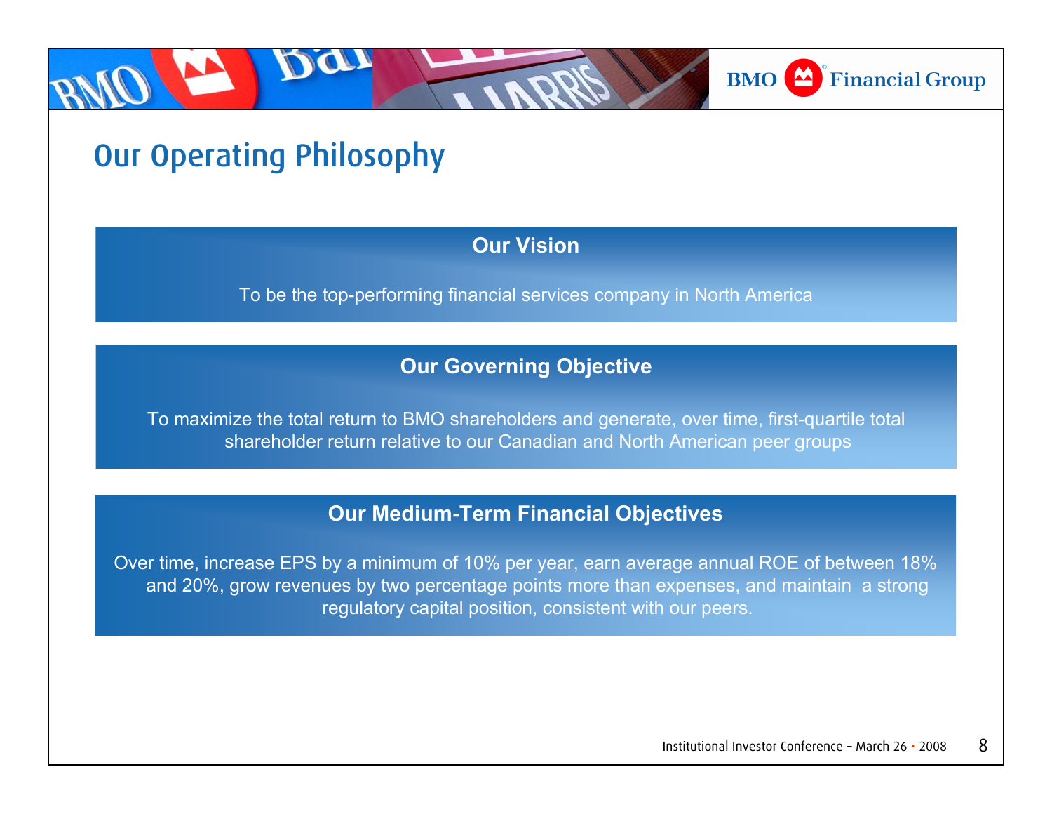# Our Operating Philosophy

## Our Vision

To be the top-performing financial services company in North America

## Our Governing Objective

To maximize the total return to BMO shareholders and generate, over time, first-quartile total shareholder return relative to our Canadian and North American peer groups

## Our Medium-Term Financial Objectives

Over time, increase EPS by a minimum of 10% per year, earn average annual ROE of between 18% and 20%, grow revenues by two percentage points more than expenses, and maintain a strong regulatory capital position, consistent with our peers.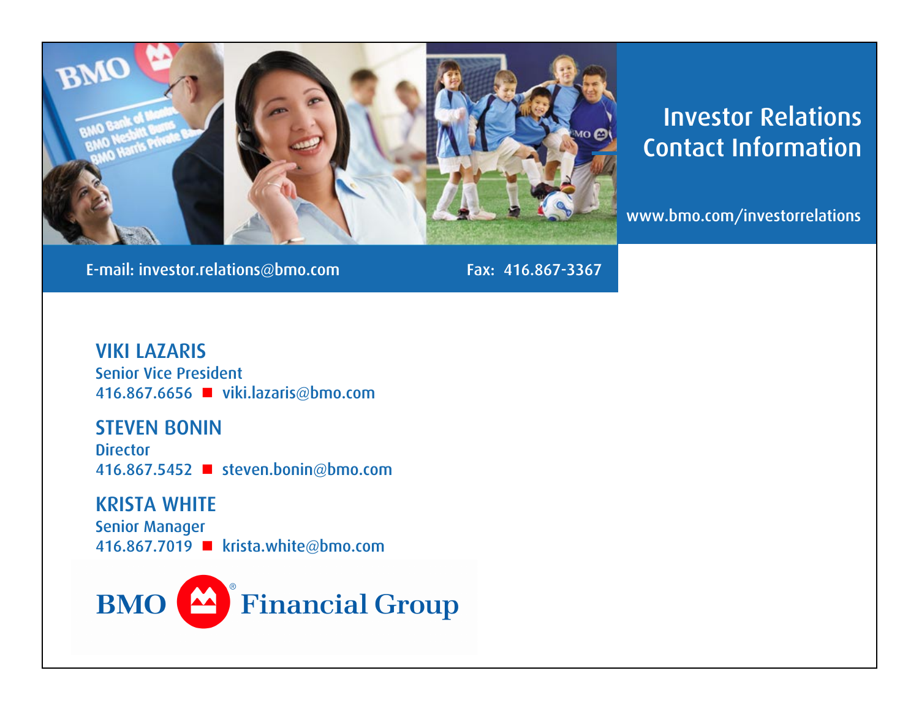# Investor Relations Contact Information

www.bmo.com/investorrelations

E-mail: investor.relations@bmo.com

Fax: 416.867-3367

**VIKI LAZARIS**
Senior Vice President
416.867.6656 ■ viki.lazaris@bmo.com

**STEVEN BONIN**
Director
416.867.5452 ■ steven.bonin@bmo.com

**KRISTA WHITE**
Senior Manager
416.867.7019 ■ krista.white@bmo.com

BMO Financial Group